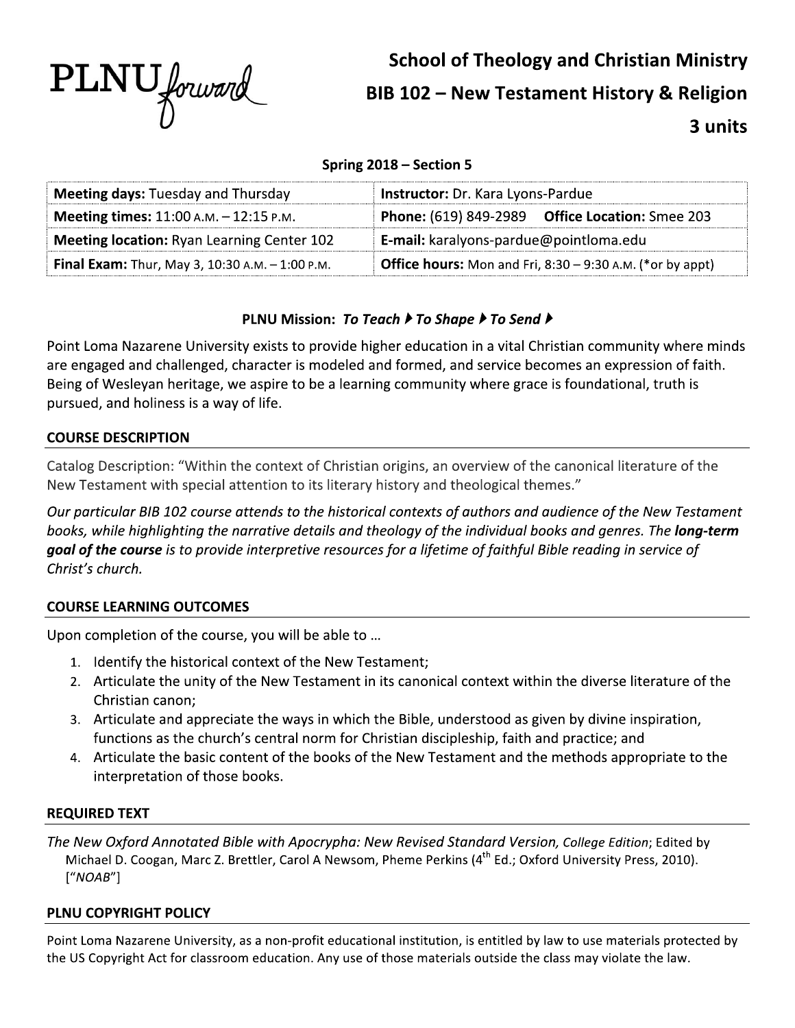PLNU forward

# School of Theology and Christian Ministry
# BIB 102 – New Testament History & Religion
# 3 units

**Spring 2018 – Section 5**

| | |
|---|---|
| **Meeting days:** Tuesday and Thursday | **Instructor:** Dr. Kara Lyons-Pardue |
| **Meeting times:** 11:00 A.M. – 12:15 P.M. | **Phone:** (619) 849-2989 **Office Location:** Smee 203 |
| **Meeting location:** Ryan Learning Center 102 | **E-mail:** karalyons-pardue@pointloma.edu |
| **Final Exam:** Thur, May 3, 10:30 A.M. – 1:00 P.M. | **Office hours:** Mon and Fri, 8:30 – 9:30 A.M. (*or by appt) |

**PLNU Mission:** ***To Teach ▸ To Shape ▸ To Send ▸***

Point Loma Nazarene University exists to provide higher education in a vital Christian community where minds are engaged and challenged, character is modeled and formed, and service becomes an expression of faith. Being of Wesleyan heritage, we aspire to be a learning community where grace is foundational, truth is pursued, and holiness is a way of life.

## COURSE DESCRIPTION

Catalog Description: "Within the context of Christian origins, an overview of the canonical literature of the New Testament with special attention to its literary history and theological themes."

*Our particular BIB 102 course attends to the historical contexts of authors and audience of the New Testament books, while highlighting the narrative details and theology of the individual books and genres. The* ***long-term goal of the course*** *is to provide interpretive resources for a lifetime of faithful Bible reading in service of Christ's church.*

## COURSE LEARNING OUTCOMES

Upon completion of the course, you will be able to …

1. Identify the historical context of the New Testament;
2. Articulate the unity of the New Testament in its canonical context within the diverse literature of the Christian canon;
3. Articulate and appreciate the ways in which the Bible, understood as given by divine inspiration, functions as the church's central norm for Christian discipleship, faith and practice; and
4. Articulate the basic content of the books of the New Testament and the methods appropriate to the interpretation of those books.

## REQUIRED TEXT

*The New Oxford Annotated Bible with Apocrypha: New Revised Standard Version, College Edition*; Edited by Michael D. Coogan, Marc Z. Brettler, Carol A Newsom, Pheme Perkins (4th Ed.; Oxford University Press, 2010). ["*NOAB*"]

## PLNU COPYRIGHT POLICY

Point Loma Nazarene University, as a non-profit educational institution, is entitled by law to use materials protected by the US Copyright Act for classroom education. Any use of those materials outside the class may violate the law.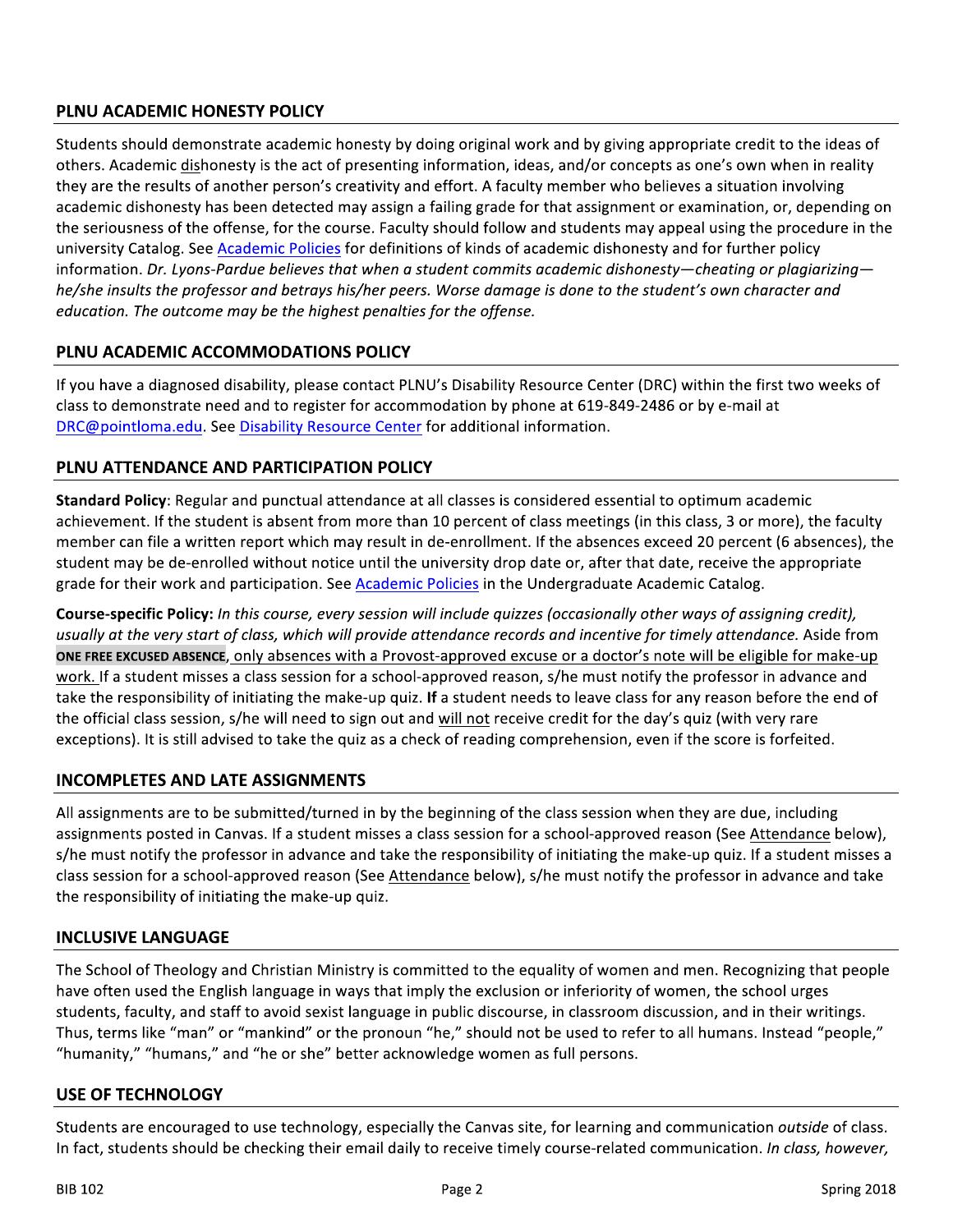## PLNU ACADEMIC HONESTY POLICY

Students should demonstrate academic honesty by doing original work and by giving appropriate credit to the ideas of others. Academic dishonesty is the act of presenting information, ideas, and/or concepts as one's own when in reality they are the results of another person's creativity and effort. A faculty member who believes a situation involving academic dishonesty has been detected may assign a failing grade for that assignment or examination, or, depending on the seriousness of the offense, for the course. Faculty should follow and students may appeal using the procedure in the university Catalog. See Academic Policies for definitions of kinds of academic dishonesty and for further policy information. *Dr. Lyons-Pardue believes that when a student commits academic dishonesty—cheating or plagiarizing—he/she insults the professor and betrays his/her peers. Worse damage is done to the student's own character and education. The outcome may be the highest penalties for the offense.*

## PLNU ACADEMIC ACCOMMODATIONS POLICY

If you have a diagnosed disability, please contact PLNU's Disability Resource Center (DRC) within the first two weeks of class to demonstrate need and to register for accommodation by phone at 619-849-2486 or by e-mail at DRC@pointloma.edu. See Disability Resource Center for additional information.

## PLNU ATTENDANCE AND PARTICIPATION POLICY

**Standard Policy**: Regular and punctual attendance at all classes is considered essential to optimum academic achievement. If the student is absent from more than 10 percent of class meetings (in this class, 3 or more), the faculty member can file a written report which may result in de-enrollment. If the absences exceed 20 percent (6 absences), the student may be de-enrolled without notice until the university drop date or, after that date, receive the appropriate grade for their work and participation. See Academic Policies in the Undergraduate Academic Catalog.

**Course-specific Policy:** *In this course, every session will include quizzes (occasionally other ways of assigning credit), usually at the very start of class, which will provide attendance records and incentive for timely attendance.* Aside from **ONE FREE EXCUSED ABSENCE**, only absences with a Provost-approved excuse or a doctor's note will be eligible for make-up work. If a student misses a class session for a school-approved reason, s/he must notify the professor in advance and take the responsibility of initiating the make-up quiz. **If** a student needs to leave class for any reason before the end of the official class session, s/he will need to sign out and will not receive credit for the day's quiz (with very rare exceptions). It is still advised to take the quiz as a check of reading comprehension, even if the score is forfeited.

## INCOMPLETES AND LATE ASSIGNMENTS

All assignments are to be submitted/turned in by the beginning of the class session when they are due, including assignments posted in Canvas. If a student misses a class session for a school-approved reason (See Attendance below), s/he must notify the professor in advance and take the responsibility of initiating the make-up quiz. If a student misses a class session for a school-approved reason (See Attendance below), s/he must notify the professor in advance and take the responsibility of initiating the make-up quiz.

## INCLUSIVE LANGUAGE

The School of Theology and Christian Ministry is committed to the equality of women and men. Recognizing that people have often used the English language in ways that imply the exclusion or inferiority of women, the school urges students, faculty, and staff to avoid sexist language in public discourse, in classroom discussion, and in their writings. Thus, terms like "man" or "mankind" or the pronoun "he," should not be used to refer to all humans. Instead "people," "humanity," "humans," and "he or she" better acknowledge women as full persons.

## USE OF TECHNOLOGY

Students are encouraged to use technology, especially the Canvas site, for learning and communication *outside* of class. In fact, students should be checking their email daily to receive timely course-related communication. *In class, however,*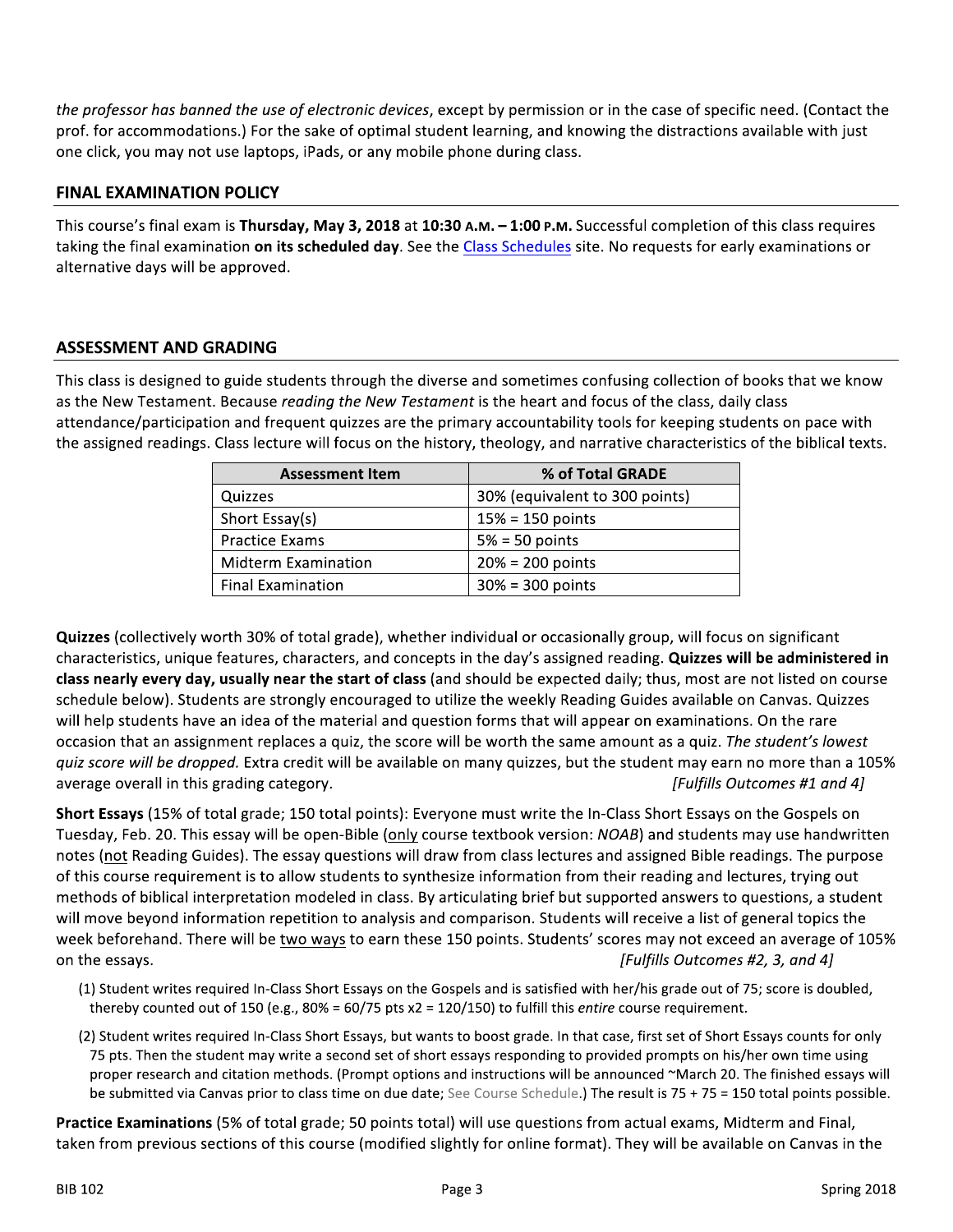*the professor has banned the use of electronic devices*, except by permission or in the case of specific need. (Contact the prof. for accommodations.) For the sake of optimal student learning, and knowing the distractions available with just one click, you may not use laptops, iPads, or any mobile phone during class.

## FINAL EXAMINATION POLICY

This course's final exam is **Thursday, May 3, 2018** at **10:30 A.M. – 1:00 P.M.** Successful completion of this class requires taking the final examination **on its scheduled day**. See the Class Schedules site. No requests for early examinations or alternative days will be approved.

## ASSESSMENT AND GRADING

This class is designed to guide students through the diverse and sometimes confusing collection of books that we know as the New Testament. Because *reading the New Testament* is the heart and focus of the class, daily class attendance/participation and frequent quizzes are the primary accountability tools for keeping students on pace with the assigned readings. Class lecture will focus on the history, theology, and narrative characteristics of the biblical texts.

| Assessment Item | % of Total GRADE |
|---|---|
| Quizzes | 30% (equivalent to 300 points) |
| Short Essay(s) | 15% = 150 points |
| Practice Exams | 5% = 50 points |
| Midterm Examination | 20% = 200 points |
| Final Examination | 30% = 300 points |

**Quizzes** (collectively worth 30% of total grade), whether individual or occasionally group, will focus on significant characteristics, unique features, characters, and concepts in the day's assigned reading. **Quizzes will be administered in class nearly every day, usually near the start of class** (and should be expected daily; thus, most are not listed on course schedule below). Students are strongly encouraged to utilize the weekly Reading Guides available on Canvas. Quizzes will help students have an idea of the material and question forms that will appear on examinations. On the rare occasion that an assignment replaces a quiz, the score will be worth the same amount as a quiz. *The student's lowest quiz score will be dropped.* Extra credit will be available on many quizzes, but the student may earn no more than a 105% average overall in this grading category. *[Fulfills Outcomes #1 and 4]*

**Short Essays** (15% of total grade; 150 total points): Everyone must write the In-Class Short Essays on the Gospels on Tuesday, Feb. 20. This essay will be open-Bible (only course textbook version: *NOAB*) and students may use handwritten notes (not Reading Guides). The essay questions will draw from class lectures and assigned Bible readings. The purpose of this course requirement is to allow students to synthesize information from their reading and lectures, trying out methods of biblical interpretation modeled in class. By articulating brief but supported answers to questions, a student will move beyond information repetition to analysis and comparison. Students will receive a list of general topics the week beforehand. There will be two ways to earn these 150 points. Students' scores may not exceed an average of 105% on the essays. *[Fulfills Outcomes #2, 3, and 4]*

(1) Student writes required In-Class Short Essays on the Gospels and is satisfied with her/his grade out of 75; score is doubled, thereby counted out of 150 (e.g., 80% = 60/75 pts x2 = 120/150) to fulfill this *entire* course requirement.

(2) Student writes required In-Class Short Essays, but wants to boost grade. In that case, first set of Short Essays counts for only 75 pts. Then the student may write a second set of short essays responding to provided prompts on his/her own time using proper research and citation methods. (Prompt options and instructions will be announced ~March 20. The finished essays will be submitted via Canvas prior to class time on due date; See Course Schedule.) The result is 75 + 75 = 150 total points possible.

**Practice Examinations** (5% of total grade; 50 points total) will use questions from actual exams, Midterm and Final, taken from previous sections of this course (modified slightly for online format). They will be available on Canvas in the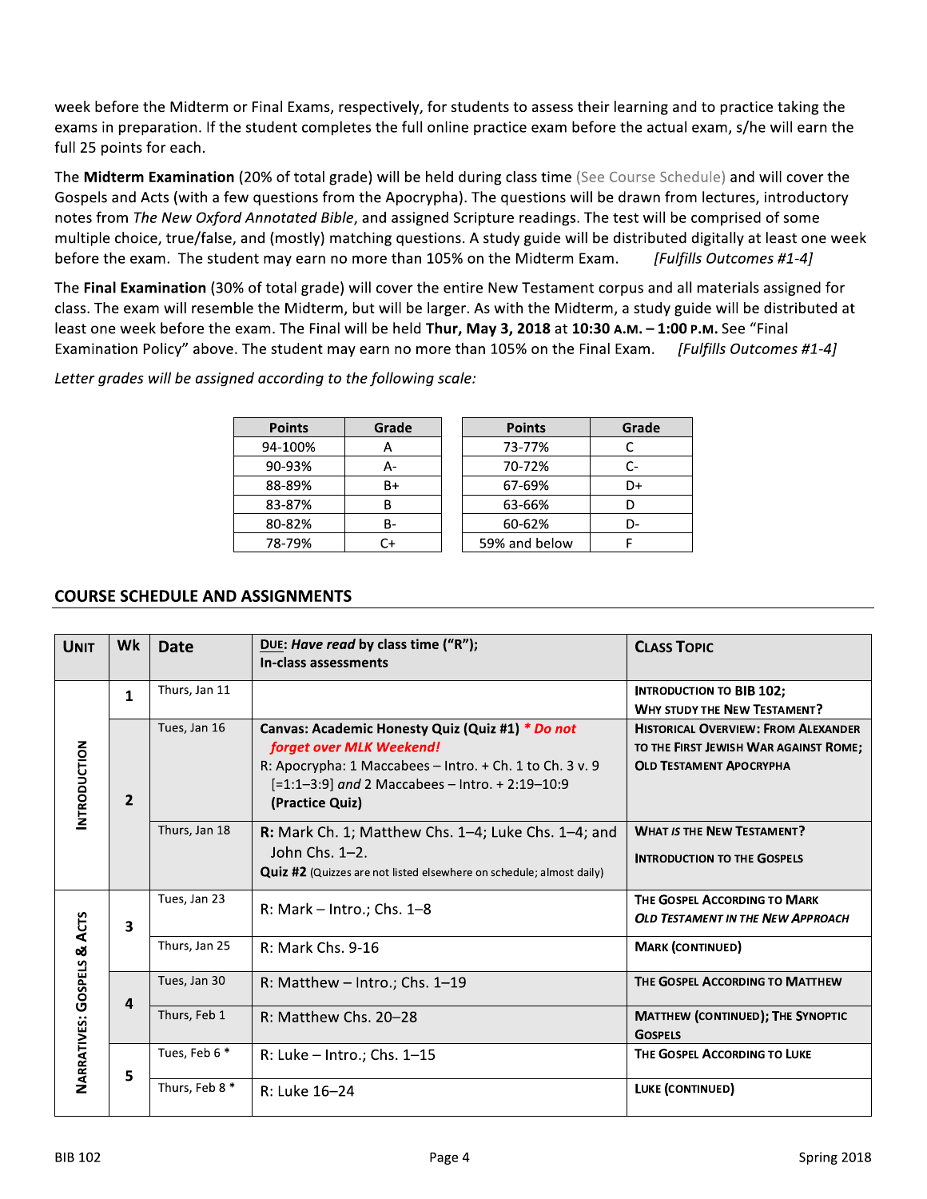week before the Midterm or Final Exams, respectively, for students to assess their learning and to practice taking the exams in preparation. If the student completes the full online practice exam before the actual exam, s/he will earn the full 25 points for each.

The **Midterm Examination** (20% of total grade) will be held during class time (See Course Schedule) and will cover the Gospels and Acts (with a few questions from the Apocrypha). The questions will be drawn from lectures, introductory notes from *The New Oxford Annotated Bible*, and assigned Scripture readings. The test will be comprised of some multiple choice, true/false, and (mostly) matching questions. A study guide will be distributed digitally at least one week before the exam. The student may earn no more than 105% on the Midterm Exam. *[Fulfills Outcomes #1-4]*

The **Final Examination** (30% of total grade) will cover the entire New Testament corpus and all materials assigned for class. The exam will resemble the Midterm, but will be larger. As with the Midterm, a study guide will be distributed at least one week before the exam. The Final will be held **Thur, May 3, 2018** at **10:30 A.M. – 1:00 P.M.** See "Final Examination Policy" above. The student may earn no more than 105% on the Final Exam. *[Fulfills Outcomes #1-4]*

*Letter grades will be assigned according to the following scale:*

| Points | Grade |
|---|---|
| 94-100% | A |
| 90-93% | A- |
| 88-89% | B+ |
| 83-87% | B |
| 80-82% | B- |
| 78-79% | C+ |

| Points | Grade |
|---|---|
| 73-77% | C |
| 70-72% | C- |
| 67-69% | D+ |
| 63-66% | D |
| 60-62% | D- |
| 59% and below | F |

## COURSE SCHEDULE AND ASSIGNMENTS

| Unit | Wk | Date | DUE: *Have read* by class time ("R"); In-class assessments | Class Topic |
|---|---|---|---|---|
| Introduction | 1 | Thurs, Jan 11 | | Introduction to BIB 102; Why study the New Testament? |
| | 2 | Tues, Jan 16 | **Canvas: Academic Honesty Quiz (Quiz #1)** *\* Do not forget over MLK Weekend!* R: Apocrypha: 1 Maccabees – Intro. + Ch. 1 to Ch. 3 v. 9 [=1:1–3:9] *and* 2 Maccabees – Intro. + 2:19–10:9 **(Practice Quiz)** | Historical Overview: From Alexander to the First Jewish War against Rome; Old Testament Apocrypha |
| | | Thurs, Jan 18 | **R:** Mark Ch. 1; Matthew Chs. 1–4; Luke Chs. 1–4; and John Chs. 1–2. **Quiz #2** (Quizzes are not listed elsewhere on schedule; almost daily) | What *is* the New Testament? Introduction to the Gospels |
| Narratives: Gospels & Acts | 3 | Tues, Jan 23 | R: Mark – Intro.; Chs. 1–8 | The Gospel According to Mark; *Old Testament in the New Approach* |
| | | Thurs, Jan 25 | R: Mark Chs. 9-16 | Mark (continued) |
| | 4 | Tues, Jan 30 | R: Matthew – Intro.; Chs. 1–19 | The Gospel According to Matthew |
| | | Thurs, Feb 1 | R: Matthew Chs. 20–28 | Matthew (continued); The Synoptic Gospels |
| | 5 | Tues, Feb 6 * | R: Luke – Intro.; Chs. 1–15 | The Gospel According to Luke |
| | | Thurs, Feb 8 * | R: Luke 16–24 | Luke (continued) |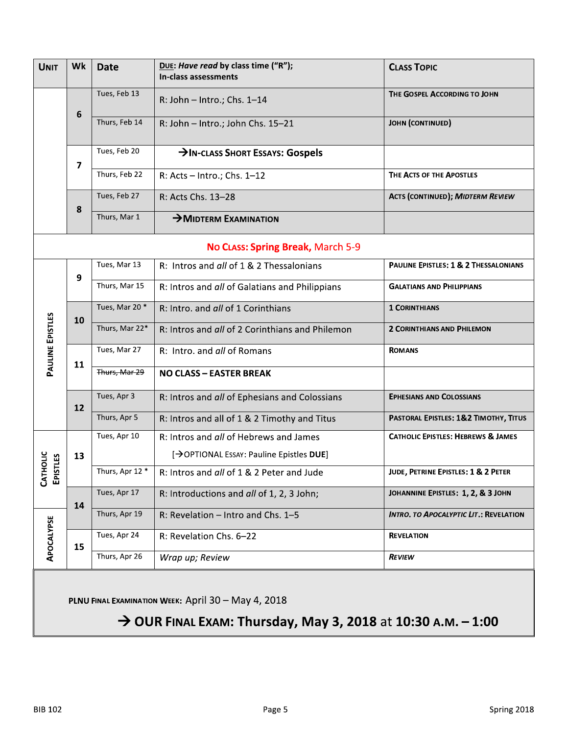| UNIT | Wk | Date | DUE: *Have read* by class time ("R"); In-class assessments | CLASS TOPIC |
|---|---|---|---|---|
| | 6 | Tues, Feb 13 | R: John – Intro.; Chs. 1–14 | **THE GOSPEL ACCORDING TO JOHN** |
| | | Thurs, Feb 14 | R: John – Intro.; John Chs. 15–21 | **JOHN (CONTINUED)** |
| | 7 | Tues, Feb 20 | **→IN-CLASS SHORT ESSAYS: Gospels** | |
| | | Thurs, Feb 22 | R: Acts – Intro.; Chs. 1–12 | **THE ACTS OF THE APOSTLES** |
| | 8 | Tues, Feb 27 | R: Acts Chs. 13–28 | **ACTS (CONTINUED);** ***MIDTERM REVIEW*** |
| | | Thurs, Mar 1 | **→MIDTERM EXAMINATION** | |
| | | | **NO CLASS: Spring Break,** March 5-9 | |
| PAULINE EPISTLES | 9 | Tues, Mar 13 | R: Intros and *all* of 1 & 2 Thessalonians | **PAULINE EPISTLES: 1 & 2 THESSALONIANS** |
| | | Thurs, Mar 15 | R: Intros and *all* of Galatians and Philippians | **GALATIANS AND PHILIPPIANS** |
| | 10 | Tues, Mar 20 * | R: Intro. and *all* of 1 Corinthians | **1 CORINTHIANS** |
| | | Thurs, Mar 22* | R: Intros and *all* of 2 Corinthians and Philemon | **2 CORINTHIANS AND PHILEMON** |
| | 11 | Tues, Mar 27 | R: Intro. and *all* of Romans | **ROMANS** |
| | | ~~Thurs, Mar 29~~ | **NO CLASS – EASTER BREAK** | |
| | 12 | Tues, Apr 3 | R: Intros and *all* of Ephesians and Colossians | **EPHESIANS AND COLOSSIANS** |
| | | Thurs, Apr 5 | R: Intros and all of 1 & 2 Timothy and Titus | **PASTORAL EPISTLES: 1&2 TIMOTHY, TITUS** |
| CATHOLIC EPISTLES | 13 | Tues, Apr 10 | R: Intros and *all* of Hebrews and James [→OPTIONAL ESSAY: Pauline Epistles **DUE**] | **CATHOLIC EPISTLES: HEBREWS & JAMES** |
| | | Thurs, Apr 12 * | R: Intros and *all* of 1 & 2 Peter and Jude | **JUDE, PETRINE EPISTLES: 1 & 2 PETER** |
| | 14 | Tues, Apr 17 | R: Introductions and *all* of 1, 2, 3 John; | **JOHANNINE EPISTLES: 1, 2, & 3 JOHN** |
| APOCALYPSE | | Thurs, Apr 19 | R: Revelation – Intro and Chs. 1–5 | ***INTRO. TO APOCALYPTIC LIT.*: REVELATION** |
| | 15 | Tues, Apr 24 | R: Revelation Chs. 6–22 | **REVELATION** |
| | | Thurs, Apr 26 | *Wrap up; Review* | ***REVIEW*** |

**PLNU FINAL EXAMINATION WEEK:** April 30 – May 4, 2018

**→ OUR FINAL EXAM: Thursday, May 3, 2018 at 10:30 A.M. – 1:00**